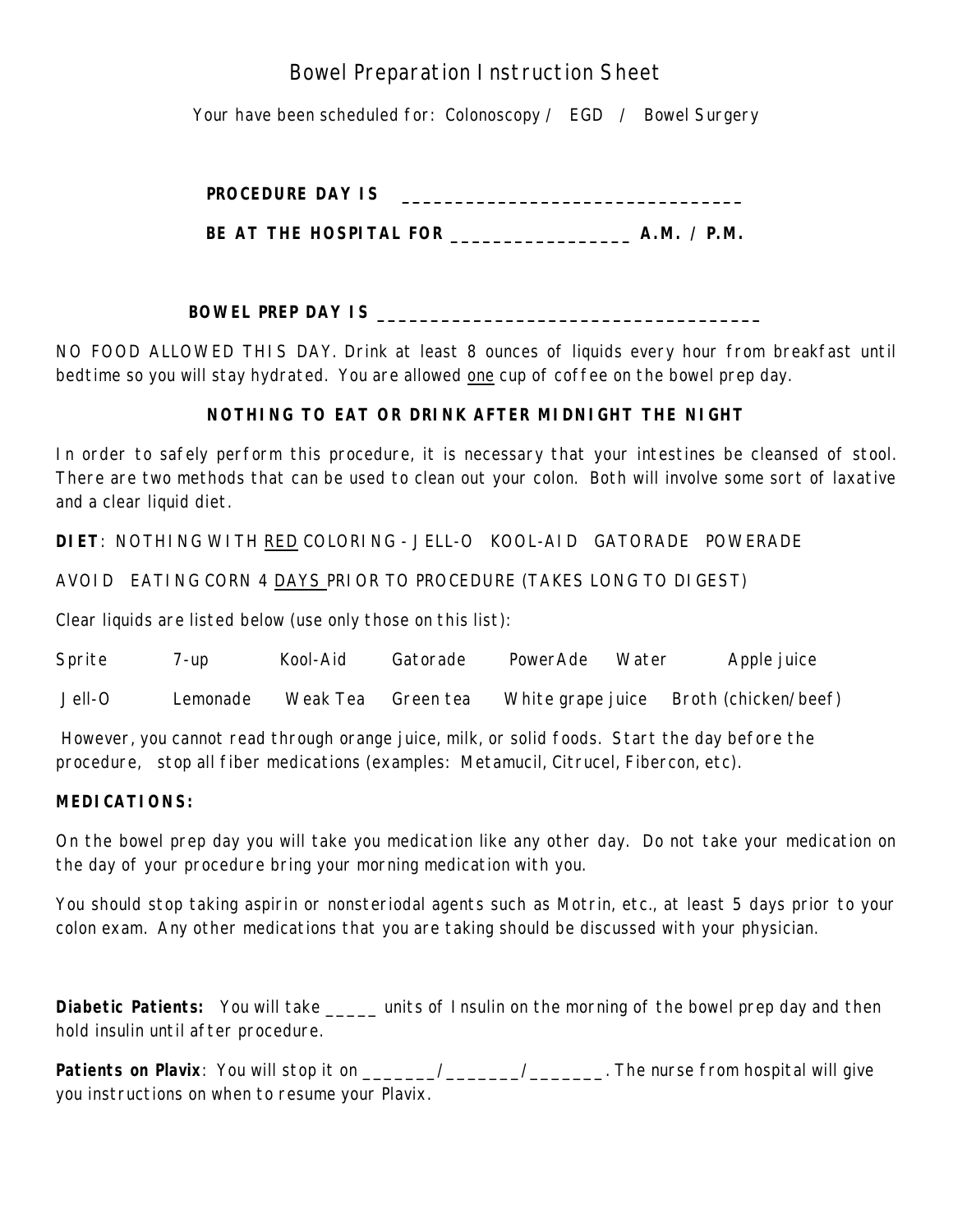# Bowel Preparation Instruction Sheet

Your have been scheduled for: Colonoscopy / EGD / Bowel Surgery

**PROCEDURE DAY IS** _______________________________

**BE AT THE HOSPITAL FOR** ________________ **A.M. / P.M.**

**BOWEL PREP DAY IS** ____________________________________

NO FOOD ALLOWED THIS DAY. Drink at least 8 ounces of liquids every hour from breakfast until bedtime so you will stay hydrated. You are allowed <u>one</u> cup of coffee on the bowel prep day.

**NOTHING TO EAT OR DRINK AFTER MIDNIGHT THE NIGHT**

In order to safely perform this procedure, it is necessary that your intestines be cleansed of stool. There are two methods that can be used to clean out your colon. Both will involve some sort of laxative and a clear liquid diet.

**DIET**: NOTHING WITH <u>RED</u> COLORING - JELL-O KOOL-AID GATORADE POWERADE

AVOID EATING CORN 4 <u>DAYS</u> PRIOR TO PROCEDURE (TAKES LONG TO DIGEST)

Clear liquids are listed below (use only those on this list):

| | | | | | | |
|---|---|---|---|---|---|---|
| Sprite | 7-up | Kool-Aid | Gatorade | PowerAde | Water | Apple juice |
| Jell-O | Lemonade | Weak Tea | Green tea | White grape juice | Broth (chicken/beef) | |

However, you cannot read through orange juice, milk, or solid foods. Start the day before the procedure, stop all fiber medications (examples: Metamucil, Citrucel, Fibercon, etc).

**MEDICATIONS:**

On the bowel prep day you will take you medication like any other day. Do not take your medication on the day of your procedure bring your morning medication with you.

You should stop taking aspirin or nonsteriodal agents such as Motrin, etc., at least 5 days prior to your colon exam. Any other medications that you are taking should be discussed with your physician.

**Diabetic Patients:** You will take _____ units of Insulin on the morning of the bowel prep day and then hold insulin until after procedure.

**Patients on Plavix**: You will stop it on _______/_______/_______. The nurse from hospital will give you instructions on when to resume your Plavix.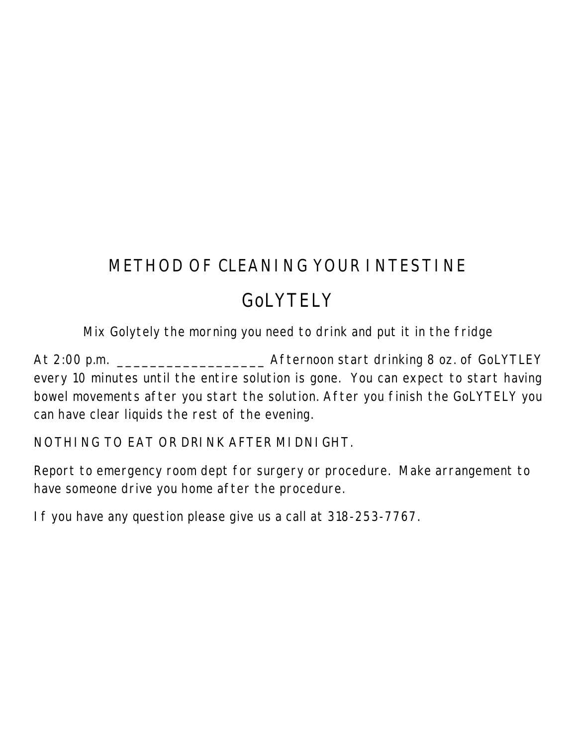# METHOD OF CLEANING YOUR INTESTINE

## GoLYTELY

Mix Golytely the morning you need to drink and put it in the fridge

At 2:00 p.m. ___________________ Afternoon start drinking 8 oz. of GoLYTLEY every 10 minutes until the entire solution is gone. You can expect to start having bowel movements after you start the solution. After you finish the GoLYTELY you can have clear liquids the rest of the evening.

NOTHING TO EAT OR DRINK AFTER MIDNIGHT.

Report to emergency room dept for surgery or procedure. Make arrangement to have someone drive you home after the procedure.

If you have any question please give us a call at 318-253-7767.